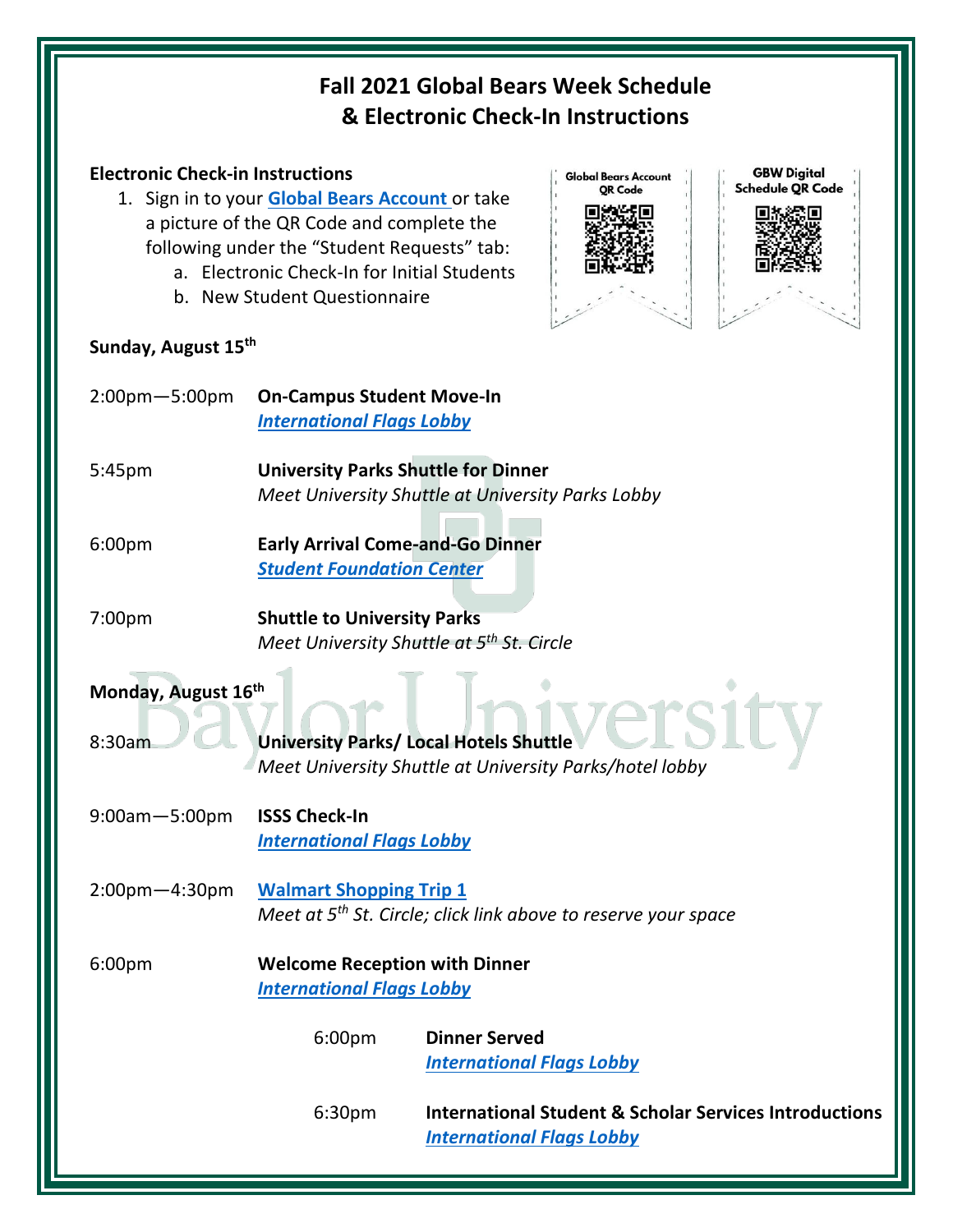# Fall 2021 Global Bears Week Schedule & Electronic Check-In Instructions

**Electronic Check-in Instructions**

1. Sign in to your **Global Bears Account** or take a picture of the QR Code and complete the following under the "Student Requests" tab:
   a. Electronic Check-In for Initial Students
   b. New Student Questionnaire

Global Bears Account QR Code

GBW Digital Schedule QR Code

**Sunday, August 15th**

2:00pm—5:00pm **On-Campus Student Move-In**
***International Flags Lobby***

5:45pm **University Parks Shuttle for Dinner**
*Meet University Shuttle at University Parks Lobby*

6:00pm **Early Arrival Come-and-Go Dinner**
***Student Foundation Center***

7:00pm **Shuttle to University Parks**
*Meet University Shuttle at 5th St. Circle*

**Monday, August 16th**

8:30am **University Parks/ Local Hotels Shuttle**
*Meet University Shuttle at University Parks/hotel lobby*

9:00am—5:00pm **ISSS Check-In**
***International Flags Lobby***

2:00pm—4:30pm **Walmart Shopping Trip 1**
*Meet at 5th St. Circle; click link above to reserve your space*

6:00pm **Welcome Reception with Dinner**
***International Flags Lobby***

- 6:00pm **Dinner Served**
  ***International Flags Lobby***

- 6:30pm **International Student & Scholar Services Introductions**
  ***International Flags Lobby***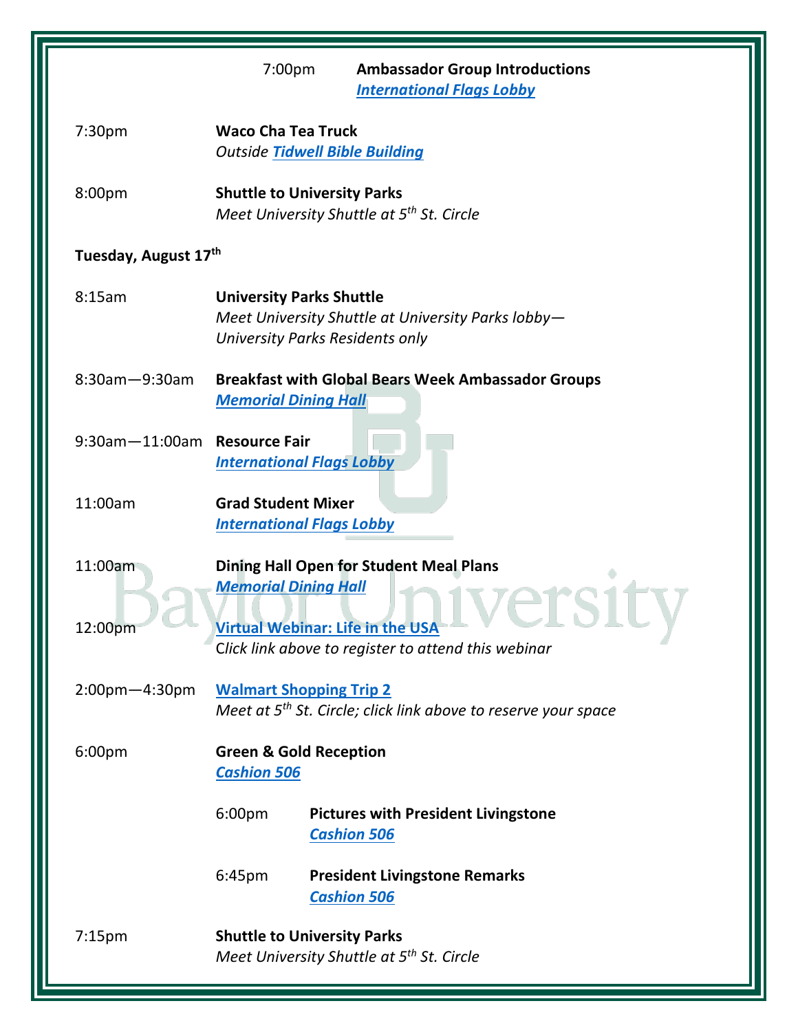7:00pm **Ambassador Group Introductions**
*International Flags Lobby*

7:30pm **Waco Cha Tea Truck**
*Outside Tidwell Bible Building*

8:00pm **Shuttle to University Parks**
*Meet University Shuttle at 5th St. Circle*

**Tuesday, August 17th**

8:15am **University Parks Shuttle**
*Meet University Shuttle at University Parks lobby—University Parks Residents only*

8:30am—9:30am **Breakfast with Global Bears Week Ambassador Groups**
*Memorial Dining Hall*

9:30am—11:00am **Resource Fair**
*International Flags Lobby*

11:00am **Grad Student Mixer**
*International Flags Lobby*

11:00am **Dining Hall Open for Student Meal Plans**
*Memorial Dining Hall*

12:00pm **Virtual Webinar: Life in the USA**
*Click link above to register to attend this webinar*

2:00pm—4:30pm **Walmart Shopping Trip 2**
*Meet at 5th St. Circle; click link above to reserve your space*

6:00pm **Green & Gold Reception**
*Cashion 506*

6:00pm **Pictures with President Livingstone**
*Cashion 506*

6:45pm **President Livingstone Remarks**
*Cashion 506*

7:15pm **Shuttle to University Parks**
*Meet University Shuttle at 5th St. Circle*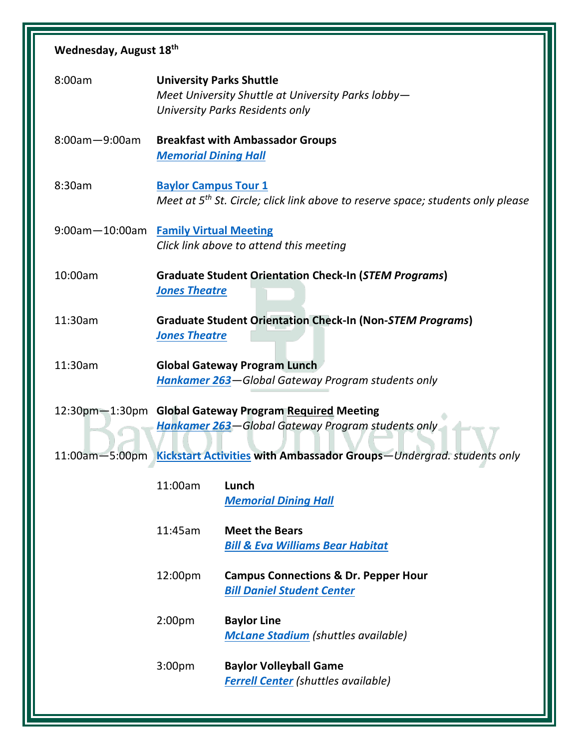**Wednesday, August 18th**

8:00am — **University Parks Shuttle**
*Meet University Shuttle at University Parks lobby—University Parks Residents only*

8:00am—9:00am — **Breakfast with Ambassador Groups**
***Memorial Dining Hall***

8:30am — **Baylor Campus Tour 1**
*Meet at 5th St. Circle; click link above to reserve space; students only please*

9:00am—10:00am — **Family Virtual Meeting**
*Click link above to attend this meeting*

10:00am — **Graduate Student Orientation Check-In (*STEM Programs*)**
***Jones Theatre***

11:30am — **Graduate Student Orientation Check-In (Non-*STEM Programs*)**
***Jones Theatre***

11:30am — **Global Gateway Program Lunch**
***Hankamer 263***—*Global Gateway Program students only*

12:30pm—1:30pm — **Global Gateway Program Required Meeting**
***Hankamer 263***—*Global Gateway Program students only*

11:00am—5:00pm — **Kickstart Activities with Ambassador Groups**—*Undergrad. students only*

- 11:00am — **Lunch**
  ***Memorial Dining Hall***
- 11:45am — **Meet the Bears**
  ***Bill & Eva Williams Bear Habitat***
- 12:00pm — **Campus Connections & Dr. Pepper Hour**
  ***Bill Daniel Student Center***
- 2:00pm — **Baylor Line**
  ***McLane Stadium*** *(shuttles available)*
- 3:00pm — **Baylor Volleyball Game**
  ***Ferrell Center*** *(shuttles available)*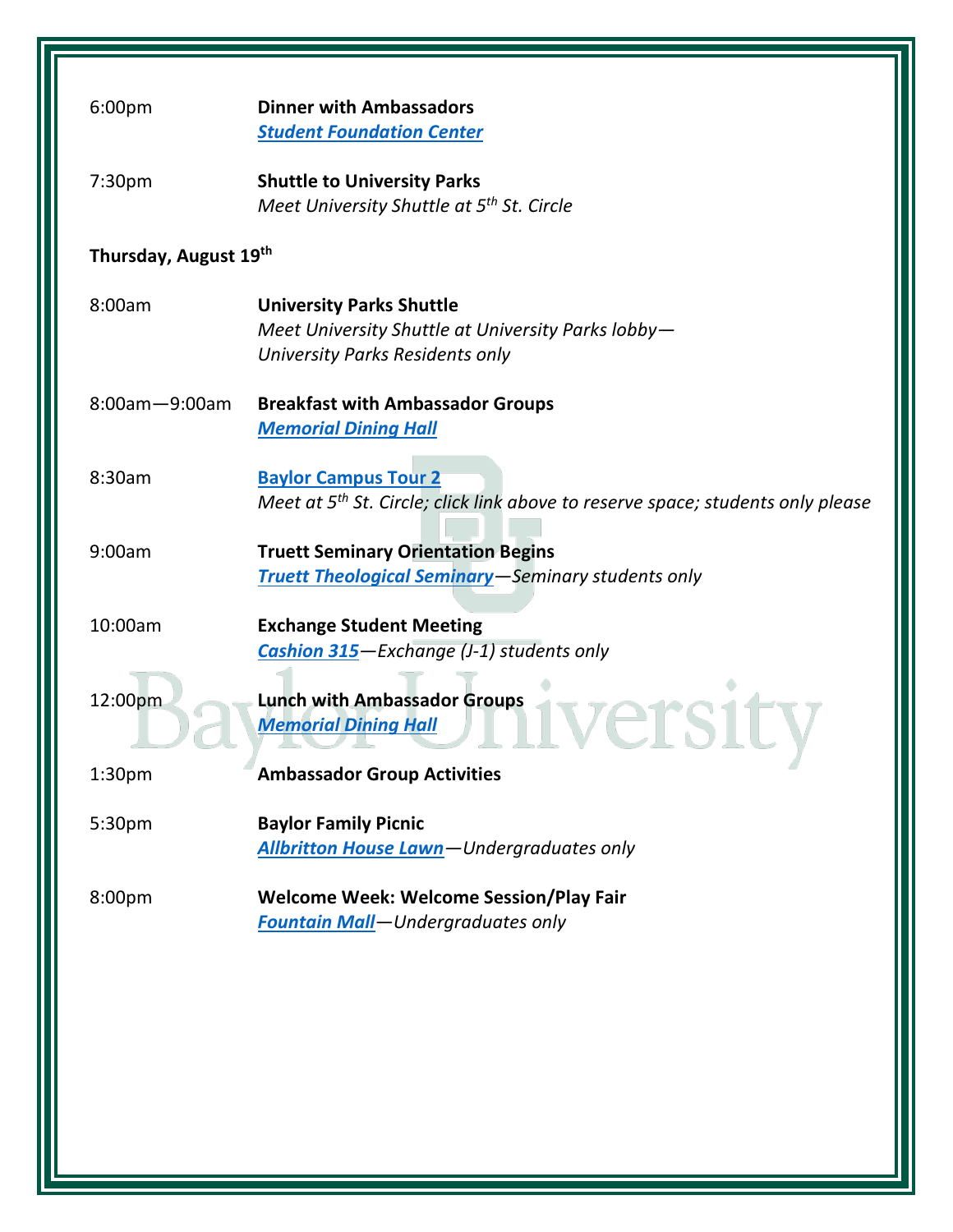6:00pm **Dinner with Ambassadors**
*Student Foundation Center*

7:30pm **Shuttle to University Parks**
*Meet University Shuttle at 5th St. Circle*

**Thursday, August 19th**

8:00am **University Parks Shuttle**
*Meet University Shuttle at University Parks lobby—University Parks Residents only*

8:00am—9:00am **Breakfast with Ambassador Groups**
*Memorial Dining Hall*

8:30am **Baylor Campus Tour 2**
*Meet at 5th St. Circle; click link above to reserve space; students only please*

9:00am **Truett Seminary Orientation Begins**
*Truett Theological Seminary—Seminary students only*

10:00am **Exchange Student Meeting**
*Cashion 315—Exchange (J-1) students only*

12:00pm **Lunch with Ambassador Groups**
*Memorial Dining Hall*

1:30pm **Ambassador Group Activities**

5:30pm **Baylor Family Picnic**
*Allbritton House Lawn—Undergraduates only*

8:00pm **Welcome Week: Welcome Session/Play Fair**
*Fountain Mall—Undergraduates only*